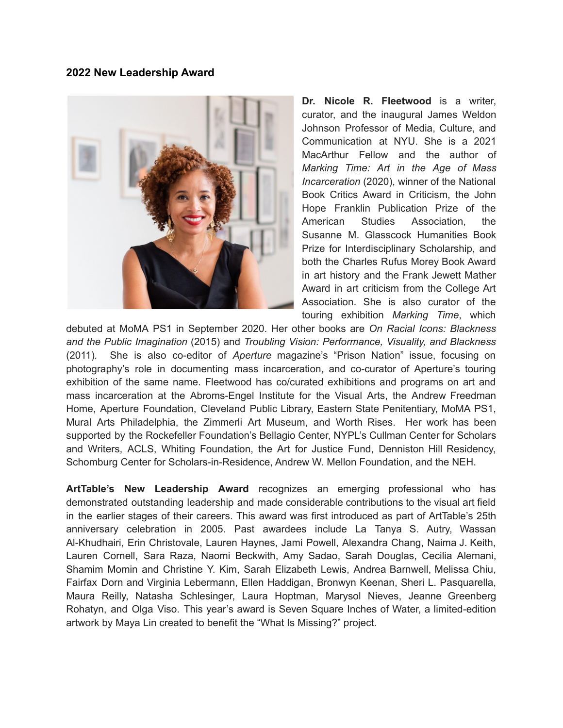## 2022 New Leadership Award

**Dr. Nicole R. Fleetwood** is a writer, curator, and the inaugural James Weldon Johnson Professor of Media, Culture, and Communication at NYU. She is a 2021 MacArthur Fellow and the author of *Marking Time: Art in the Age of Mass Incarceration* (2020), winner of the National Book Critics Award in Criticism, the John Hope Franklin Publication Prize of the American Studies Association, the Susanne M. Glasscock Humanities Book Prize for Interdisciplinary Scholarship, and both the Charles Rufus Morey Book Award in art history and the Frank Jewett Mather Award in art criticism from the College Art Association. She is also curator of the touring exhibition *Marking Time*, which debuted at MoMA PS1 in September 2020. Her other books are *On Racial Icons: Blackness and the Public Imagination* (2015) and *Troubling Vision: Performance, Visuality, and Blackness* (2011). She is also co-editor of *Aperture* magazine's "Prison Nation" issue, focusing on photography's role in documenting mass incarceration, and co-curator of Aperture's touring exhibition of the same name. Fleetwood has co/curated exhibitions and programs on art and mass incarceration at the Abroms-Engel Institute for the Visual Arts, the Andrew Freedman Home, Aperture Foundation, Cleveland Public Library, Eastern State Penitentiary, MoMA PS1, Mural Arts Philadelphia, the Zimmerli Art Museum, and Worth Rises. Her work has been supported by the Rockefeller Foundation's Bellagio Center, NYPL's Cullman Center for Scholars and Writers, ACLS, Whiting Foundation, the Art for Justice Fund, Denniston Hill Residency, Schomburg Center for Scholars-in-Residence, Andrew W. Mellon Foundation, and the NEH.

**ArtTable's New Leadership Award** recognizes an emerging professional who has demonstrated outstanding leadership and made considerable contributions to the visual art field in the earlier stages of their careers. This award was first introduced as part of ArtTable's 25th anniversary celebration in 2005. Past awardees include La Tanya S. Autry, Wassan Al-Khudhairi, Erin Christovale, Lauren Haynes, Jami Powell, Alexandra Chang, Naima J. Keith, Lauren Cornell, Sara Raza, Naomi Beckwith, Amy Sadao, Sarah Douglas, Cecilia Alemani, Shamim Momin and Christine Y. Kim, Sarah Elizabeth Lewis, Andrea Barnwell, Melissa Chiu, Fairfax Dorn and Virginia Lebermann, Ellen Haddigan, Bronwyn Keenan, Sheri L. Pasquarella, Maura Reilly, Natasha Schlesinger, Laura Hoptman, Marysol Nieves, Jeanne Greenberg Rohatyn, and Olga Viso. This year's award is Seven Square Inches of Water, a limited-edition artwork by Maya Lin created to benefit the "What Is Missing?" project.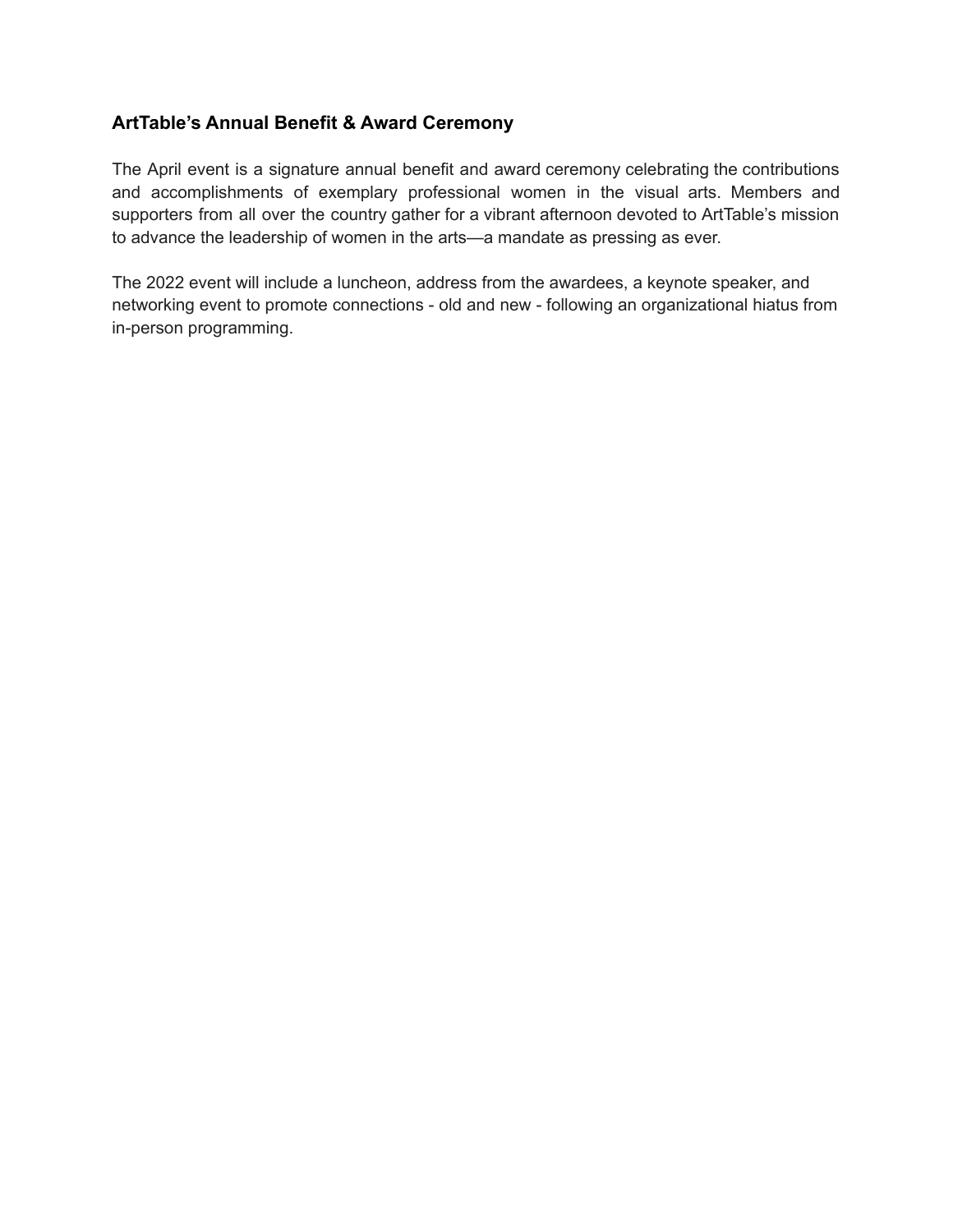### ArtTable's Annual Benefit & Award Ceremony

The April event is a signature annual benefit and award ceremony celebrating the contributions and accomplishments of exemplary professional women in the visual arts. Members and supporters from all over the country gather for a vibrant afternoon devoted to ArtTable's mission to advance the leadership of women in the arts—a mandate as pressing as ever.

The 2022 event will include a luncheon, address from the awardees, a keynote speaker, and networking event to promote connections - old and new - following an organizational hiatus from in-person programming.